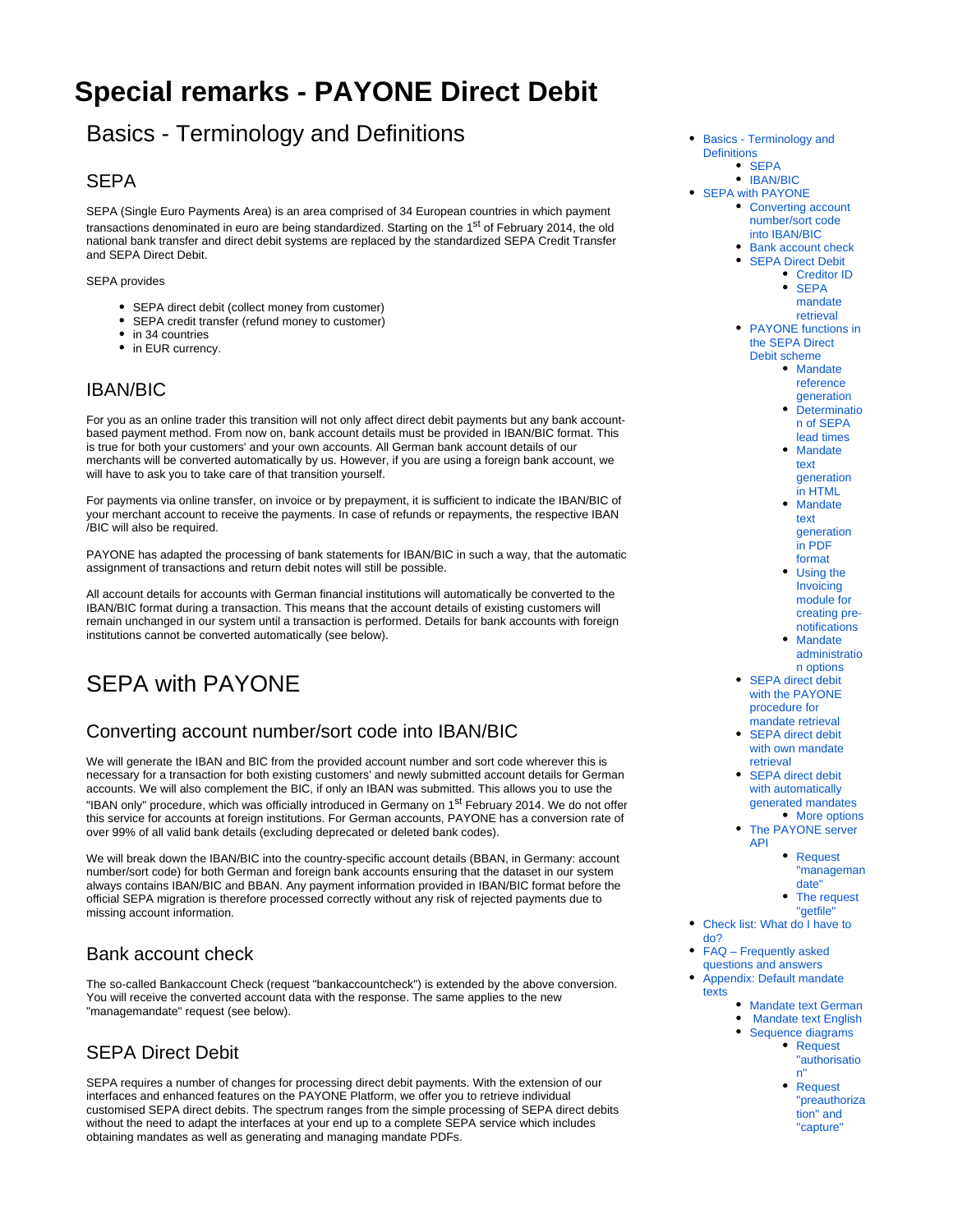# Special remarks - PAYONE Direct Debit

## Basics - Terminology and Definitions

### SEPA

SEPA (Single Euro Payments Area) is an area comprised of 34 European countries in which payment transactions denominated in euro are being standardized. Starting on the 1st of February 2014, the old national bank transfer and direct debit systems are replaced by the standardized SEPA Credit Transfer and SEPA Direct Debit.

SEPA provides

- SEPA direct debit (collect money from customer)
- SEPA credit transfer (refund money to customer)
- in 34 countries
- in EUR currency.

### IBAN/BIC

For you as an online trader this transition will not only affect direct debit payments but any bank account-based payment method. From now on, bank account details must be provided in IBAN/BIC format. This is true for both your customers' and your own accounts. All German bank account details of our merchants will be converted automatically by us. However, if you are using a foreign bank account, we will have to ask you to take care of that transition yourself.

For payments via online transfer, on invoice or by prepayment, it is sufficient to indicate the IBAN/BIC of your merchant account to receive the payments. In case of refunds or repayments, the respective IBAN /BIC will also be required.

PAYONE has adapted the processing of bank statements for IBAN/BIC in such a way, that the automatic assignment of transactions and return debit notes will still be possible.

All account details for accounts with German financial institutions will automatically be converted to the IBAN/BIC format during a transaction. This means that the account details of existing customers will remain unchanged in our system until a transaction is performed. Details for bank accounts with foreign institutions cannot be converted automatically (see below).

## SEPA with PAYONE

### Converting account number/sort code into IBAN/BIC

We will generate the IBAN and BIC from the provided account number and sort code wherever this is necessary for a transaction for both existing customers' and newly submitted account details for German accounts. We will also complement the BIC, if only an IBAN was provided. This allows you to use the "IBAN only" procedure, which was officially introduced in Germany on 1st February 2014. We do not offer this service for accounts at foreign institutions. For German accounts, PAYONE has a conversion rate of over 99% of all valid bank details (excluding deprecated or deleted bank codes).

We will break down the IBAN/BIC into the country-specific account details (BBAN, in Germany: account number/sort code) for both German and foreign bank accounts ensuring that the dataset in our system always contains IBAN/BIC and BBAN. Any payment information provided in IBAN/BIC format before the official SEPA migration is therefore processed correctly without any risk of rejected payments due to missing account information.

### Bank account check

The so-called Bankaccount Check (request "bankaccountcheck") is extended by the above conversion. You will receive the converted account data with the response. The same applies to the new "managemandate" request (see below).

### SEPA Direct Debit

SEPA requires a number of changes for processing direct debit payments. With the extension of our interfaces and enhanced features on the PAYONE Platform, we offer you to retrieve individual customised SEPA direct debits. The spectrum ranges from the simple processing of SEPA direct debits without the need to adapt the interfaces at your end up to a complete SEPA service which includes obtaining mandates as well as generating and managing mandate PDFs.

- Basics - Terminology and Definitions
  - SEPA
  - IBAN/BIC
- SEPA with PAYONE
  - Converting account number/sort code into IBAN/BIC
  - Bank account check
  - SEPA Direct Debit
    - Creditor ID
    - SEPA mandate retrieval
  - PAYONE functions in the SEPA Direct Debit scheme
    - Mandate reference generation
    - Determination of SEPA lead times
    - Mandate text generation in HTML
    - Mandate text generation in PDF format
    - Using the Invoicing module for creating pre-notifications
    - Mandate administration options
  - SEPA direct debit with the PAYONE procedure for mandate retrieval
  - SEPA direct debit with own mandate retrieval
  - SEPA direct debit with automatically generated mandates
    - More options
  - The PAYONE server API
    - Request "managemandate"
    - The request "getfile"
- Check list: What do I have to do?
- FAQ – Frequently asked questions and answers
- Appendix: Default mandate texts
  - Mandate text German
  - Mandate text English
  - Sequence diagrams
    - Request "authorisation"
    - Request "preauthorization" and "capture"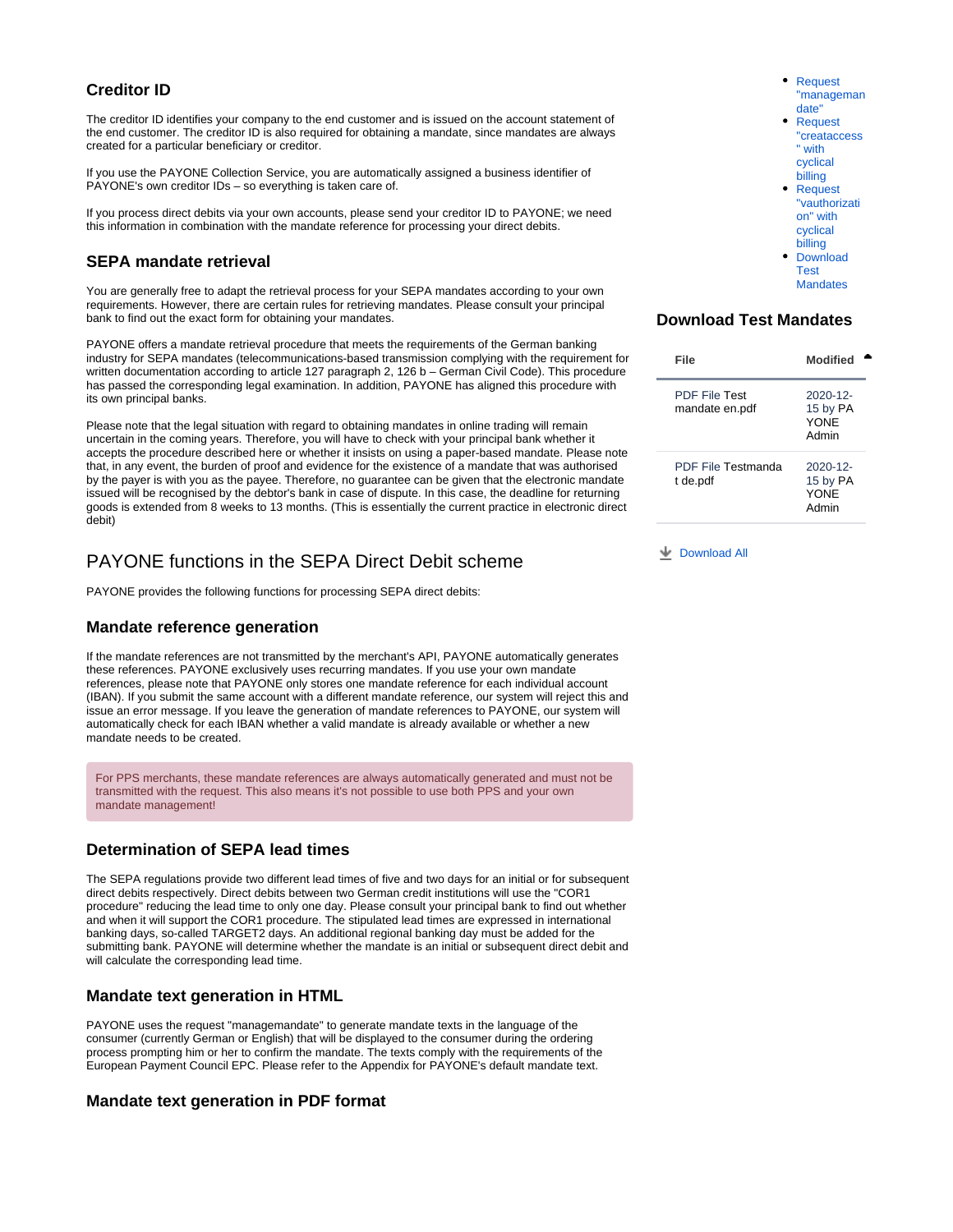### Creditor ID

The creditor ID identifies your company to the end customer and is issued on the account statement of the end customer. The creditor ID is also required for obtaining a mandate, since mandates are always created for a particular beneficiary or creditor.

If you use the PAYONE Collection Service, you are automatically assigned a business identifier of PAYONE's own creditor IDs – so everything is taken care of.

If you process direct debits via your own accounts, please send your creditor ID to PAYONE; we need this information in combination with the mandate reference for processing your direct debits.

### SEPA mandate retrieval

You are generally free to adapt the retrieval process for your SEPA mandates according to your own requirements. However, there are certain rules for retrieving mandates. Please consult your principal bank to find out the exact form for obtaining your mandates.

PAYONE offers a mandate retrieval procedure that meets the requirements of the German banking industry for SEPA mandates (telecommunications-based transmission complying with the requirement for written documentation according to article 127 paragraph 2, 126 b – German Civil Code). This procedure has passed the corresponding legal examination. In addition, PAYONE has aligned this procedure with its own principal banks.

Please note that the legal situation with regard to obtaining mandates in online trading will remain uncertain in the coming years. Therefore, you will have to check with your principal bank whether it accepts the procedure described here or whether it insists on using a paper-based mandate. Please note that, in any event, the burden of proof and evidence for the existence of a mandate that was authorised by the payer is with you as the payee. Therefore, no guarantee can be given that the electronic mandate issued will be recognised by the debtor's bank in case of dispute. In this case, the deadline for returning goods is extended from 8 weeks to 13 months. (This is essentially the current practice in electronic direct debit)

## PAYONE functions in the SEPA Direct Debit scheme

PAYONE provides the following functions for processing SEPA direct debits:

### Mandate reference generation

If the mandate references are not transmitted by the merchant's API, PAYONE automatically generates these references. PAYONE exclusively uses recurring mandates. If you use your own mandate references, please note that PAYONE only stores one mandate reference for each individual account (IBAN). If you submit the same account with a different mandate reference, our system will reject this and issue an error message. If you leave the generation of mandate references to PAYONE, our system will automatically check for each IBAN whether a valid mandate is already available or whether a new mandate needs to be created.

> For PPS merchants, these mandate references are always automatically generated and must not be transmitted with the request. This also means it's not possible to use both PPS and your own mandate management!

### Determination of SEPA lead times

The SEPA regulations provide two different lead times of five and two days for an initial or for subsequent direct debits respectively. Direct debits between two German credit institutions will use the "COR1 procedure" reducing the lead time to only one day. Please consult your principal bank to find out whether and when it will support the COR1 procedure. The stipulated lead times are expressed in international banking days, so-called TARGET2 days. An additional regional banking day must be added for the submitting bank. PAYONE will determine whether the mandate is an initial or subsequent direct debit and will calculate the corresponding lead time.

### Mandate text generation in HTML

PAYONE uses the request "managemandate" to generate mandate texts in the language of the consumer (currently German or English) that will be displayed to the consumer during the ordering process prompting him or her to confirm the mandate. The texts comply with the requirements of the European Payment Council EPC. Please refer to the Appendix for PAYONE's default mandate text.

### Mandate text generation in PDF format

- Request "managemandate"
- Request "createaccess" with cyclical billing
- Request "vauthorization" with cyclical billing
- Download Test Mandates

### Download Test Mandates

| File | Modified |
|---|---|
| PDF File Test mandate en.pdf | 2020-12-15 by PAYONE Admin |
| PDF File Testmandat de.pdf | 2020-12-15 by PAYONE Admin |

Download All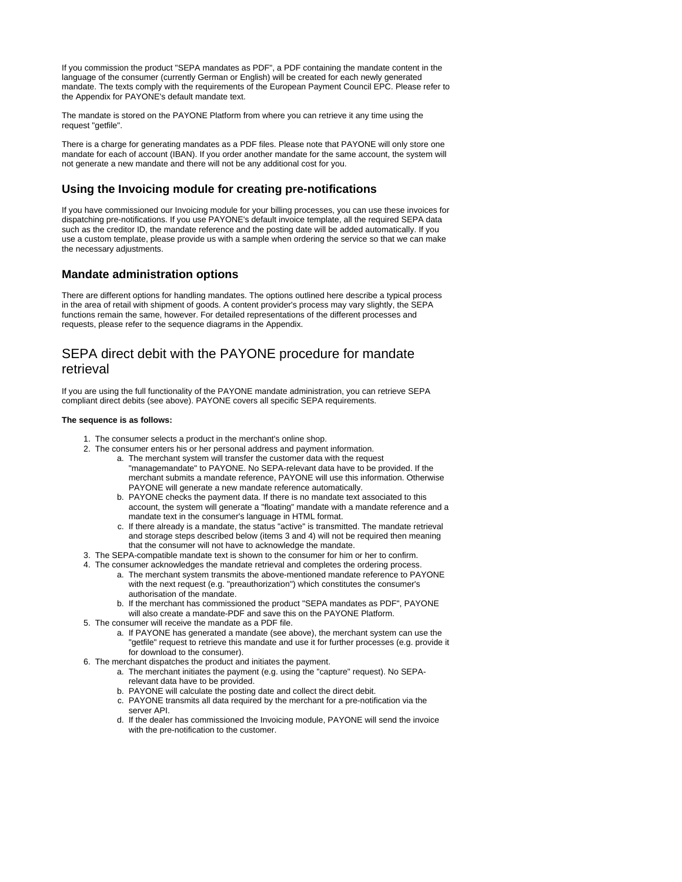If you commission the product "SEPA mandates as PDF", a PDF containing the mandate content in the language of the consumer (currently German or English) will be created for each newly generated mandate. The texts comply with the requirements of the European Payment Council EPC. Please refer to the Appendix for PAYONE's default mandate text.

The mandate is stored on the PAYONE Platform from where you can retrieve it any time using the request "getfile".

There is a charge for generating mandates as a PDF files. Please note that PAYONE will only store one mandate for each of account (IBAN). If you order another mandate for the same account, the system will not generate a new mandate and there will not be any additional cost for you.

### Using the Invoicing module for creating pre-notifications

If you have commissioned our Invoicing module for your billing processes, you can use these invoices for dispatching pre-notifications. If you use PAYONE's default invoice template, all the required SEPA data such as the creditor ID, the mandate reference and the posting date will be added automatically. If you use a custom template, please provide us with a sample when ordering the service so that we can make the necessary adjustments.

### Mandate administration options

There are different options for handling mandates. The options outlined here describe a typical process in the area of retail with shipment of goods. A content provider's process may vary slightly, the SEPA functions remain the same, however. For detailed representations of the different processes and requests, please refer to the sequence diagrams in the Appendix.

## SEPA direct debit with the PAYONE procedure for mandate retrieval

If you are using the full functionality of the PAYONE mandate administration, you can retrieve SEPA compliant direct debits (see above). PAYONE covers all specific SEPA requirements.

**The sequence is as follows:**

1. The consumer selects a product in the merchant's online shop.
2. The consumer enters his or her personal address and payment information.
    a. The merchant system will transfer the customer data with the request "managemandate" to PAYONE. No SEPA-relevant data have to be provided. If the merchant submits a mandate reference, PAYONE will use this information. Otherwise PAYONE will generate a new mandate reference automatically.
    b. PAYONE checks the payment data. If there is no mandate text associated to this account, the system will generate a "floating" mandate with a mandate reference and a mandate text in the consumer's language in HTML format.
    c. If there already is a mandate, the status "active" is transmitted. The mandate retrieval and storage steps described below (items 3 and 4) will not be required then meaning that the consumer will not have to acknowledge the mandate.
3. The SEPA-compatible mandate text is shown to the consumer for him or her to confirm.
4. The consumer acknowledges the mandate retrieval and completes the ordering process.
    a. The merchant system transmits the above-mentioned mandate reference to PAYONE with the next request (e.g. "preauthorization") which constitutes the consumer's authorisation of the mandate.
    b. If the merchant has commissioned the product "SEPA mandates as PDF", PAYONE will also create a mandate-PDF and save this on the PAYONE Platform.
5. The consumer will receive the mandate as a PDF file.
    a. If PAYONE has generated a mandate (see above), the merchant system can use the "getfile" request to retrieve this mandate and use it for further processes (e.g. provide it for download to the consumer).
6. The merchant dispatches the product and initiates the payment.
    a. The merchant initiates the payment (e.g. using the "capture" request). No SEPA-relevant data have to be provided.
    b. PAYONE will calculate the posting date and collect the direct debit.
    c. PAYONE transmits all data required by the merchant for a pre-notification via the server API.
    d. If the dealer has commissioned the Invoicing module, PAYONE will send the invoice with the pre-notification to the customer.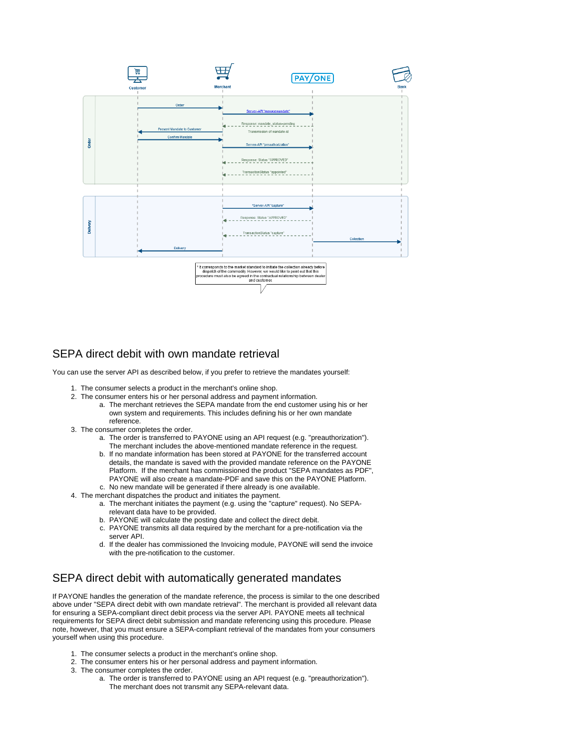## SEPA direct debit with own mandate retrieval

You can use the server API as described below, if you prefer to retrieve the mandates yourself:

1. The consumer selects a product in the merchant's online shop.
2. The consumer enters his or her personal address and payment information.
   a. The merchant retrieves the SEPA mandate from the end customer using his or her own system and requirements. This includes defining his or her own mandate reference.
3. The consumer completes the order.
   a. The order is transferred to PAYONE using an API request (e.g. "preauthorization"). The merchant includes the above-mentioned mandate reference in the request.
   b. If no mandate information has been stored at PAYONE for the transferred account details, the mandate is saved with the provided mandate reference on the PAYONE Platform. If the merchant has commissioned the product "SEPA mandates as PDF", PAYONE will also create a mandate-PDF and save this on the PAYONE Platform.
   c. No new mandate will be generated if there already is one available.
4. The merchant dispatches the product and initiates the payment.
   a. The merchant initiates the payment (e.g. using the "capture" request). No SEPA-relevant data have to be provided.
   b. PAYONE will calculate the posting date and collect the direct debit.
   c. PAYONE transmits all data required by the merchant for a pre-notification via the server API.
   d. If the dealer has commissioned the Invoicing module, PAYONE will send the invoice with the pre-notification to the customer.

## SEPA direct debit with automatically generated mandates

If PAYONE handles the generation of the mandate reference, the process is similar to the one described above under "SEPA direct debit with own mandate retrieval". The merchant is provided all relevant data for ensuring a SEPA-compliant direct debit process via the server API. PAYONE meets all technical requirements for SEPA direct debit submission and mandate referencing using this procedure. Please note, however, that you must ensure a SEPA-compliant retrieval of the mandates from your consumers yourself when using this procedure.

1. The consumer selects a product in the merchant's online shop.
2. The consumer enters his or her personal address and payment information.
3. The consumer completes the order.
   a. The order is transferred to PAYONE using an API request (e.g. "preauthorization"). The merchant does not transmit any SEPA-relevant data.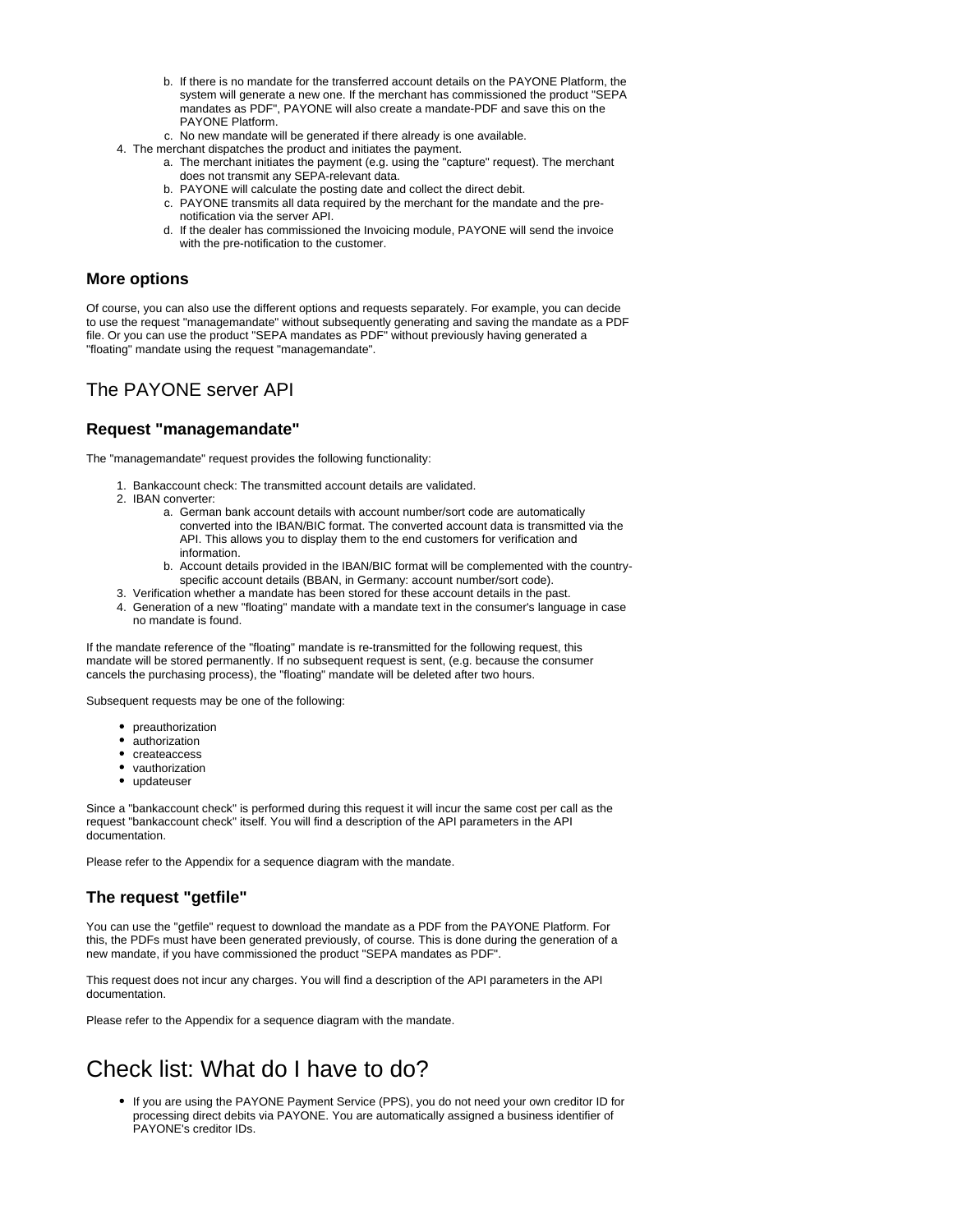b. If there is no mandate for the transferred account details on the PAYONE Platform, the system will generate a new one. If the merchant has commissioned the product "SEPA mandates as PDF", PAYONE will also create a mandate-PDF and save this on the PAYONE Platform.
   c. No new mandate will be generated if there already is one available.
4. The merchant dispatches the product and initiates the payment.
   a. The merchant initiates the payment (e.g. using the "capture" request). The merchant does not transmit any SEPA-relevant data.
   b. PAYONE will calculate the posting date and collect the direct debit.
   c. PAYONE transmits all data required by the merchant for the mandate and the pre-notification via the server API.
   d. If the dealer has commissioned the Invoicing module, PAYONE will send the invoice with the pre-notification to the customer.

### More options

Of course, you can also use the different options and requests separately. For example, you can decide to use the request "managemandate" without subsequently generating and saving the mandate as a PDF file. Or you can use the product "SEPA mandates as PDF" without previously having generated a "floating" mandate using the request "managemandate".

## The PAYONE server API

### Request "managemandate"

The "managemandate" request provides the following functionality:

1. Bankaccount check: The transmitted account details are validated.
2. IBAN converter:
   a. German bank account details with account number/sort code are automatically converted into the IBAN/BIC format. The converted account data is transmitted via the API. This allows you to display them to the end customers for verification and information.
   b. Account details provided in the IBAN/BIC format will be complemented with the country-specific account details (BBAN, in Germany: account number/sort code).
3. Verification whether a mandate has been stored for these account details in the past.
4. Generation of a new "floating" mandate with a mandate text in the consumer's language in case no mandate is found.

If the mandate reference of the "floating" mandate is re-transmitted for the following request, this mandate will be stored permanently. If no subsequent request is sent, (e.g. because the consumer cancels the purchasing process), the "floating" mandate will be deleted after two hours.

Subsequent requests may be one of the following:

- preauthorization
- authorization
- createaccess
- vauthorization
- updateuser

Since a "bankaccount check" is performed during this request it will incur the same cost per call as the request "bankaccount check" itself. You will find a description of the API parameters in the API documentation.

Please refer to the Appendix for a sequence diagram with the mandate.

### The request "getfile"

You can use the "getfile" request to download the mandate as a PDF from the PAYONE Platform. For this, the PDFs must have been generated previously, of course. This is done during the generation of a new mandate, if you have commissioned the product "SEPA mandates as PDF".

This request does not incur any charges. You will find a description of the API parameters in the API documentation.

Please refer to the Appendix for a sequence diagram with the mandate.

# Check list: What do I have to do?

- If you are using the PAYONE Payment Service (PPS), you do not need your own creditor ID for processing direct debits via PAYONE. You are automatically assigned a business identifier of PAYONE's creditor IDs.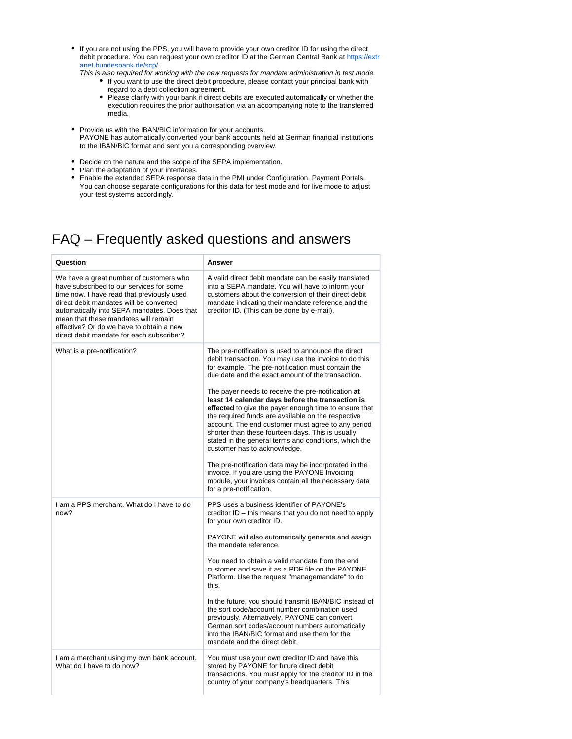- If you are not using the PPS, you will have to provide your own creditor ID for using the direct debit procedure. You can request your own creditor ID at the German Central Bank at https://extranet.bundesbank.de/scp/.
  *This is also required for working with the new requests for mandate administration in test mode.*
  - If you want to use the direct debit procedure, please contact your principal bank with regard to a debt collection agreement.
  - Please clarify with your bank if direct debits are executed automatically or whether the execution requires the prior authorisation via an accompanying note to the transferred media.
- Provide us with the IBAN/BIC information for your accounts.
  PAYONE has automatically converted your bank accounts held at German financial institutions to the IBAN/BIC format and sent you a corresponding overview.
- Decide on the nature and the scope of the SEPA implementation.
- Plan the adaptation of your interfaces.
- Enable the extended SEPA response data in the PMI under Configuration, Payment Portals. You can choose separate configurations for this data for test mode and for live mode to adjust your test systems accordingly.

# FAQ – Frequently asked questions and answers

| Question | Answer |
|---|---|
| We have a great number of customers who have subscribed to our services for some time now. I have read that previously used direct debit mandates will be converted automatically into SEPA mandates. Does that mean that these mandates will remain effective? Or do we have to obtain a new direct debit mandate for each subscriber? | A valid direct debit mandate can be easily translated into a SEPA mandate. You will have to inform your customers about the conversion of their direct debit mandate indicating their mandate reference and the creditor ID. (This can be done by e-mail). |
| What is a pre-notification? | The pre-notification is used to announce the direct debit transaction. You may use the invoice to do this for example. The pre-notification must contain the due date and the exact amount of the transaction.<br><br>The payer needs to receive the pre-notification **at least 14 calendar days before the transaction is effected** to give the payer enough time to ensure that the required funds are available on the respective account. The end customer must agree to any period shorter than these fourteen days. This is usually stated in the general terms and conditions, which the customer has to acknowledge.<br><br>The pre-notification data may be incorporated in the invoice. If you are using the PAYONE Invoicing module, your invoices contain all the necessary data for a pre-notification. |
| I am a PPS merchant. What do I have to do now? | PPS uses a business identifier of PAYONE's creditor ID – this means that you do not need to apply for your own creditor ID.<br><br>PAYONE will also automatically generate and assign the mandate reference.<br><br>You need to obtain a valid mandate from the end customer and save it as a PDF file on the PAYONE Platform. Use the request "managemandate" to do this.<br><br>In the future, you should transmit IBAN/BIC instead of the sort code/account number combination used previously. Alternatively, PAYONE can convert German sort codes/account numbers automatically into the IBAN/BIC format and use them for the mandate and the direct debit. |
| I am a merchant using my own bank account. What do I have to do now? | You must use your own creditor ID and have this stored by PAYONE for future direct debit transactions. You must apply for the creditor ID in the country of your company's headquarters. This |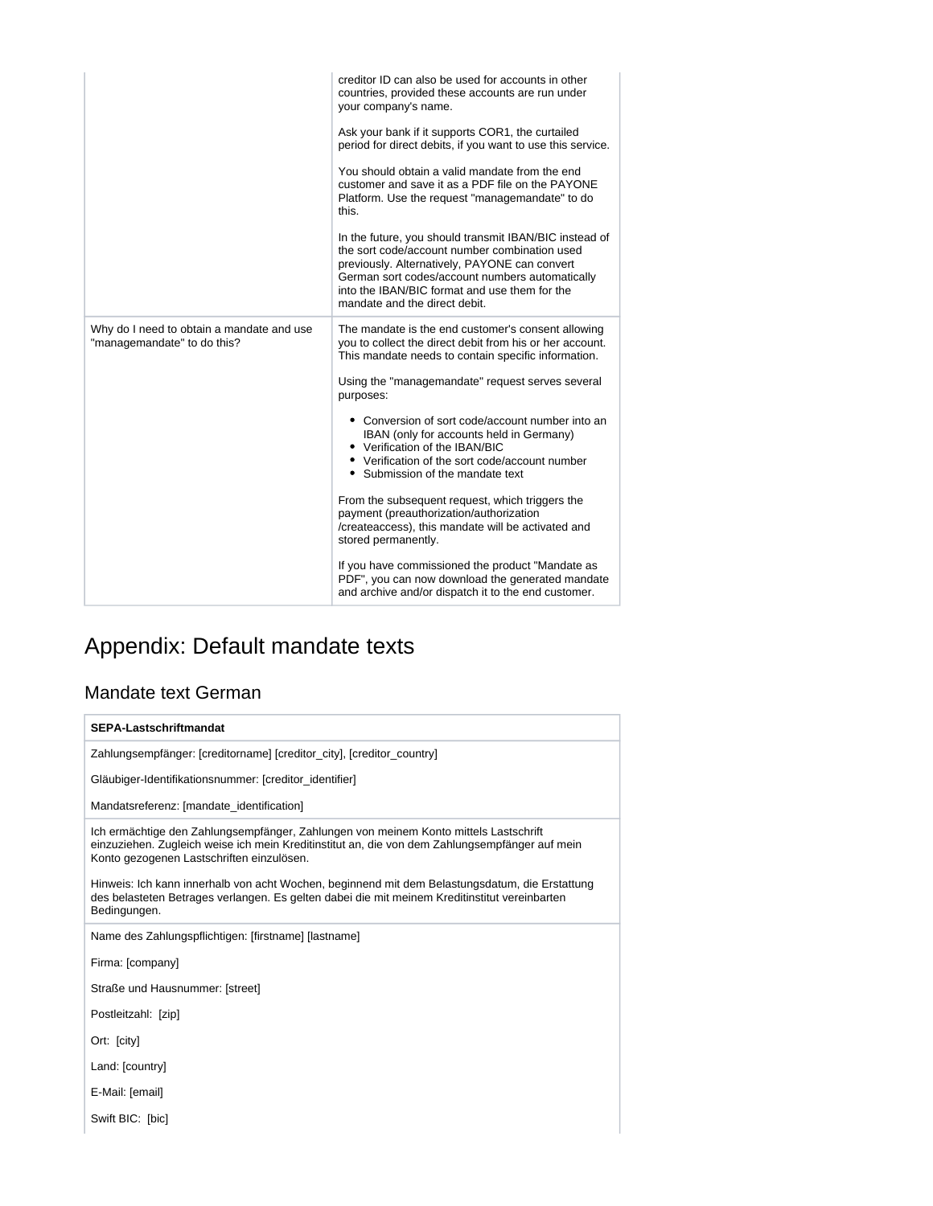| | |
|---|---|
| | creditor ID can also be used for accounts in other countries, provided these accounts are run under your company's name.<br><br>Ask your bank if it supports COR1, the curtailed period for direct debits, if you want to use this service.<br><br>You should obtain a valid mandate from the end customer and save it as a PDF file on the PAYONE Platform. Use the request "managemandate" to do this.<br><br>In the future, you should transmit IBAN/BIC instead of the sort code/account number combination used previously. Alternatively, PAYONE can convert German sort codes/account numbers automatically into the IBAN/BIC format and use them for the mandate and the direct debit. |
| Why do I need to obtain a mandate and use "managemandate" to do this? | The mandate is the end customer's consent allowing you to collect the direct debit from his or her account. This mandate needs to contain specific information.<br><br>Using the "managemandate" request serves several purposes:<br><br>• Conversion of sort code/account number into an IBAN (only for accounts held in Germany)<br>• Verification of the IBAN/BIC<br>• Verification of the sort code/account number<br>• Submission of the mandate text<br><br>From the subsequent request, which triggers the payment (preauthorization/authorization /createaccess), this mandate will be activated and stored permanently.<br><br>If you have commissioned the product "Mandate as PDF", you can now download the generated mandate and archive and/or dispatch it to the end customer. |

# Appendix: Default mandate texts

## Mandate text German

| **SEPA-Lastschriftmandat** |
|---|
| Zahlungsempfänger: [creditorname] [creditor_city], [creditor_country]<br><br>Gläubiger-Identifikationsnummer: [creditor_identifier]<br><br>Mandatsreferenz: [mandate_identification] |
| Ich ermächtige den Zahlungsempfänger, Zahlungen von meinem Konto mittels Lastschrift einzuziehen. Zugleich weise ich mein Kreditinstitut an, die von dem Zahlungsempfänger auf mein Konto gezogenen Lastschriften einzulösen.<br><br>Hinweis: Ich kann innerhalb von acht Wochen, beginnend mit dem Belastungsdatum, die Erstattung des belasteten Betrages verlangen. Es gelten dabei die mit meinem Kreditinstitut vereinbarten Bedingungen. |
| Name des Zahlungspflichtigen: [firstname] [lastname]<br><br>Firma: [company]<br><br>Straße und Hausnummer: [street]<br><br>Postleitzahl: [zip]<br><br>Ort: [city]<br><br>Land: [country]<br><br>E-Mail: [email]<br><br>Swift BIC: [bic] |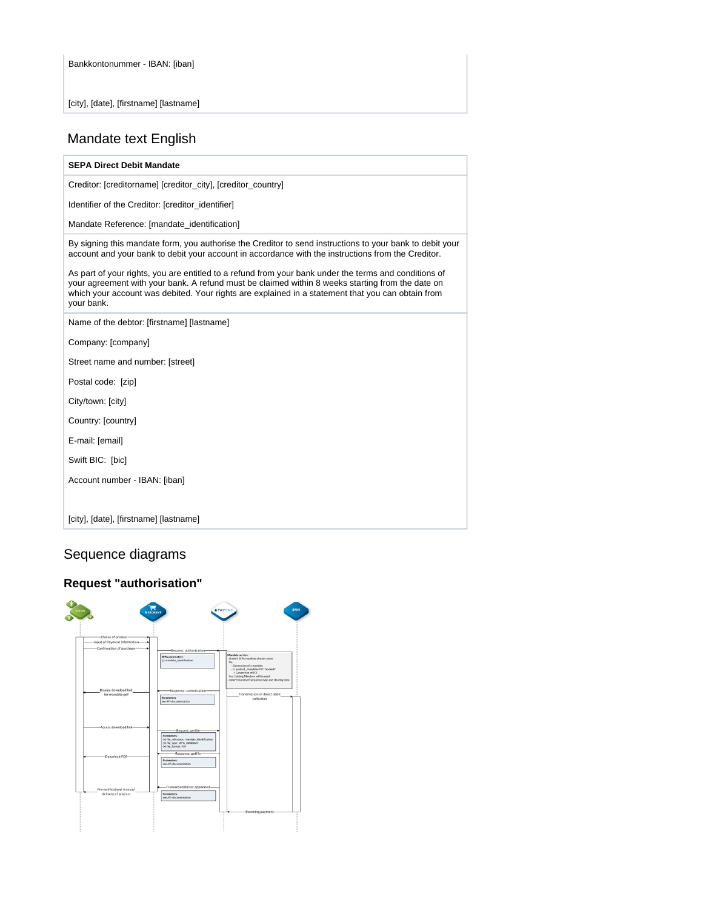| Bankkontonummer - IBAN: [iban] |
| --- |
| [city], [date], [firstname] [lastname] |

## Mandate text English

| SEPA Direct Debit Mandate |
| --- |
| Creditor: [creditorname] [creditor_city], [creditor_country]<br><br>Identifier of the Creditor: [creditor_identifier]<br><br>Mandate Reference: [mandate_identification] |
| By signing this mandate form, you authorise the Creditor to send instructions to your bank to debit your account and your bank to debit your account in accordance with the instructions from the Creditor.<br><br>As part of your rights, you are entitled to a refund from your bank under the terms and conditions of your agreement with your bank. A refund must be claimed within 8 weeks starting from the date on which your account was debited. Your rights are explained in a statement that you can obtain from your bank. |
| Name of the debtor: [firstname] [lastname]<br><br>Company: [company]<br><br>Street name and number: [street]<br><br>Postal code: [zip]<br><br>City/town: [city]<br><br>Country: [country]<br><br>E-mail: [email]<br><br>Swift BIC: [bic]<br><br>Account number - IBAN: [iban]<br><br>[city], [date], [firstname] [lastname] |

# Sequence diagrams

## Request "authorisation"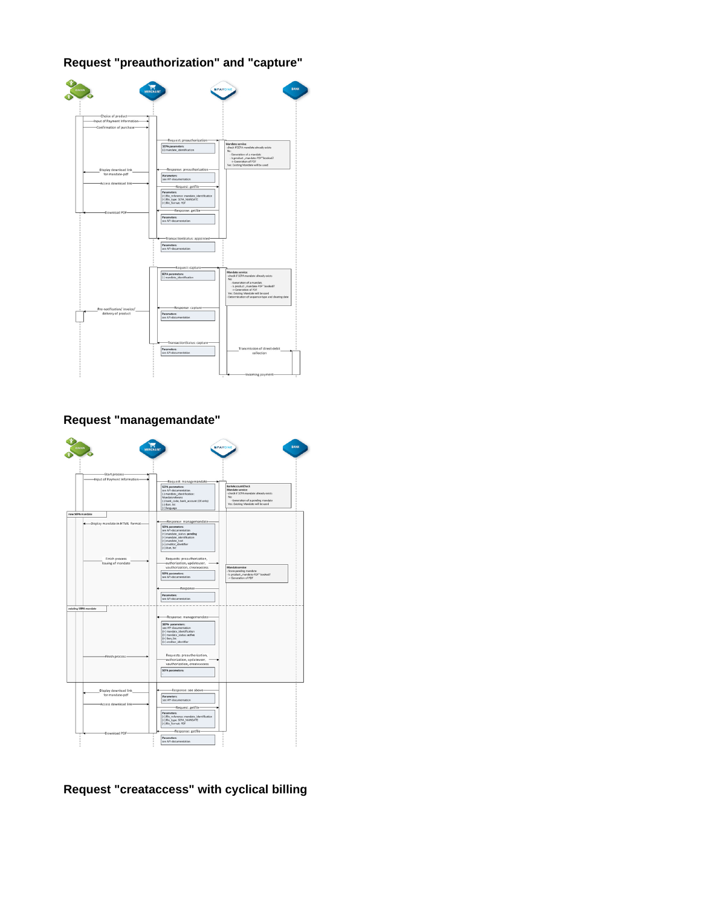## Request "preauthorization" and "capture"

CUSTOMER — MERCHANT — PAYONE — BANK

- Choice of product (Customer → Merchant)
- Input of Payment Information (Customer → Merchant)
- Confirmation of purchase (Customer → Merchant)
- Request: preauthorization (Merchant → PAYONE)
  - SEPA parameters:
  - (-) mandate_identification
- Mandate service:
  - check if SEPA mandate already exists
  - No:
    - Generation of a mandate
    - Is product „mandate-PDF" booked?
    - -> Generation of PDF
  - Yes: Existing Mandate will be used
- Response: preauthorization (PAYONE → Merchant)
  - Parameters:
  - see API-documentation
- Display download link for mandate-pdf (Merchant → Customer)
- Access download link (Customer → Merchant)
- Request: getfile (Merchant → PAYONE)
  - Parameters:
  - (+) file_reference: mandate_identification
  - (+) file_type: SEPA_MANDATE
  - (+) file_format: PDF
- Response: getfile (PAYONE → Merchant)
  - Parameters:
  - see API-documentation
- Download PDF (Merchant → Customer)
- TransactionStatus: appointed (PAYONE → Merchant)
  - Parameters:
  - see API-documentation
- Request: capture (Merchant → PAYONE)
  - SEPA parameters:
  - (-) mandate_identification
- Mandate service:
  - check if SEPA mandate already exists
  - No:
    - Generation of a mandate
    - Is product „mandate-PDF" booked?
    - -> Generation of PDF
  - Yes: Existing Mandate will be used
  - Determination of sequence-type and clearing date
- Response: capture (PAYONE → Merchant)
  - Parameters:
  - see API-documentation
- Pre-notification/ invoice/ delivery of product (Merchant → Customer)
- TransactionStatus: capture (PAYONE → Merchant)
  - Parameters:
  - see API-documentation
- Transmission of direct debit collection (PAYONE → Bank)
- Incoming payment (Bank → PAYONE)

## Request "managemandate"

CUSTOMER — MERCHANT — PAYONE — BANK

- Start process (Customer → Merchant)
- Input of Payment Information (Customer → Merchant)
- Request: managemandate (Merchant → PAYONE)
  - SEPA parameters:
  - see API-documentation
  - (-) mandate_identification
  - Mandatory:
  - (-) bank_code, bank_account (DE only)
  - (-) iban, bic
  - (+) language
- BankAccountCheck
- Mandate service:
  - check if SEPA mandate already exists
  - No:
    - Generation of a pending mandate
  - Yes: Existing Mandate will be used

**new SEPA mandate**

- Response: managemandate (PAYONE → Merchant)
  - SEPA parameters:
  - see API-documentation
  - (+) mandate_status: **pending**
  - (+) mandate_identification
  - (+) mandate_text
  - (+) creditor_identifier
  - (+) iban, bic
- Display mandate in HTML format (Merchant → Customer)
- Finish process Issuing of mandate (Customer → Merchant)
- Requests: preauthorization, authorization, updateuser, vauthorization, createaccess (Merchant → PAYONE)
  - SEPA parameters:
  - see API-documentation
- Mandate service:
  - Store pending mandate
  - Is product „mandate-PDF" booked?
  - -> Generation of PDF
- Response (PAYONE → Merchant)
  - Parameters:
  - see API-documentation

**existing SEPA mandate**

- Response: managemandate (PAYONE → Merchant)
  - SEPA- parameters:
  - see API-documentation
  - (+) mandate_identification
  - (+) mandate_status: **active**
  - (+) iban, bic
  - (+) creditor_identifier
- Finish process (Customer → Merchant)
- Requests: preauthorization, authorization, updateuser, vauthorization, createaccess (Merchant → PAYONE)
  - SEPA parameters:
  - ...

- Response: see above (PAYONE → Merchant)
  - Parameters:
  - see API-documentation
- Display download link for mandate-pdf (Merchant → Customer)
- Access download link (Customer → Merchant)
- Request: getfile (Merchant → PAYONE)
  - Parameters:
  - (+) file_reference: mandate_identification
  - (+) file_type: SEPA_MANDATE
  - (+) file_format: PDF
- Response: getfile (PAYONE → Merchant)
  - Parameters:
  - see API-documentation
- Download PDF (Merchant → Customer)

## Request "createaccess" with cyclical billing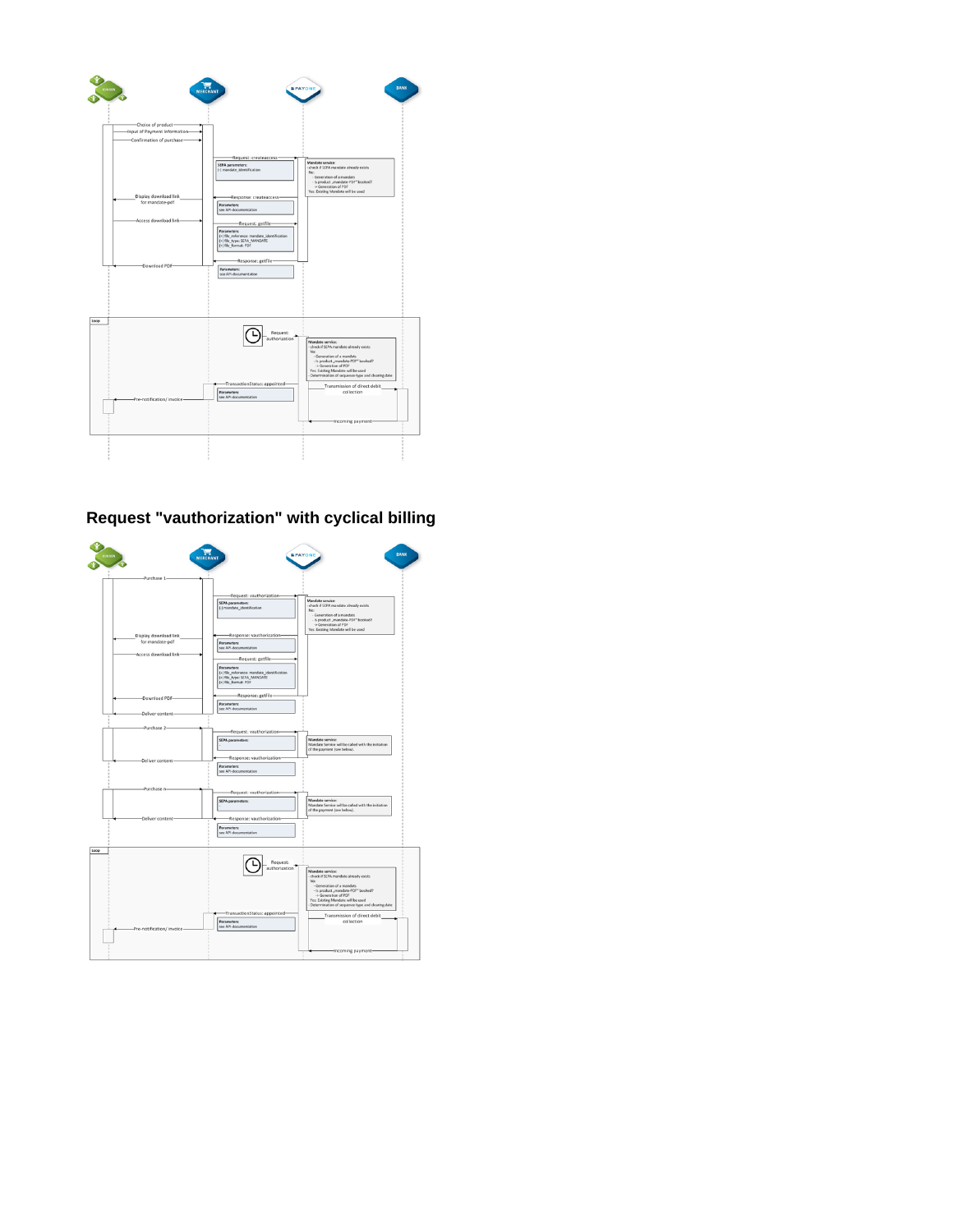Choice of product
Input of Payment information
Confirmation of purchase
Request: createaccess
SEPA parameters:
[-] mandate_identification
Mandate service:
- check if SEPA mandate already exists
No:
- Generation of a mandate
- Is product „mandate PDF" booked?
-> Generation of PDF
Yes: Existing Mandate will be used
Display download link for mandate-pdf
Response: createaccess
Parameters:
see API-documentation
Access download link
Request: getfile
Parameters:
[+] file_reference: mandate_identification
[+] file_type: SEPA_MANDATE
[+] file_format: PDF
Response: getfile
Download PDF
Parameters:
see API-documentation

Loop
Request: authorization
Mandate service:
- check if SEPA mandate already exists
No:
- Generation of a mandate
- Is product „mandate PDF" booked?
-> Generation of PDF
Yes: Existing Mandate will be used
- Determination of sequence-type and clearing date
TransactionStatus: appointed
Parameters:
see API-documentation
Pre-notification / invoice
Transmission of direct debit collection
Incoming payment

## Request "vauthorization" with cyclical billing

Purchase 1
Request: vauthorization
SEPA parameters:
[-] mandate_identification
Mandate service:
- check if SEPA mandate already exists
No:
- Generation of a mandate
- Is product „mandate PDF" booked?
-> Generation of PDF
Yes: Existing Mandate will be used
Display download link for mandate-pdf
Response: vauthorization
Parameters:
see API-documentation
Access download link
Request: getfile
Parameters:
[+] file_reference: mandate_identification
[+] file_type: SEPA_MANDATE
[+] file_format: PDF
Response: getfile
Download PDF
Parameters:
see API-documentation
Deliver content
Purchase 2
Request: vauthorization
SEPA parameters:
Mandate service:
Mandate Service will be called with the initiation of the payment (see below).
Deliver content
Response: vauthorization
Parameters:
see API-documentation
Purchase n
Request: vauthorization
SEPA parameters:
Mandate service:
Mandate Service will be called with the initiation of the payment (see below).
Deliver content
Response: vauthorization
Parameters:
see API-documentation

Loop
Request: authorization
Mandate service:
- check if SEPA mandate already exists
No:
- Generation of a mandate
- Is product „mandate PDF" booked?
-> Generation of PDF
Yes: Existing Mandate will be used
- Determination of sequence-type and clearing date
TransactionStatus: appointed
Parameters:
see API-documentation
Pre-notification / invoice
Transmission of direct debit collection
Incoming payment